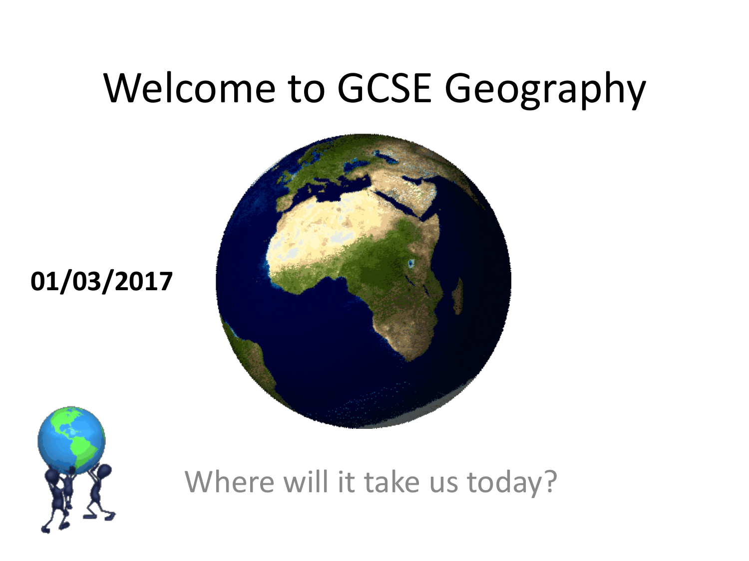# Welcome to GCSE Geography

**01/03/2017**

Where will it take us today?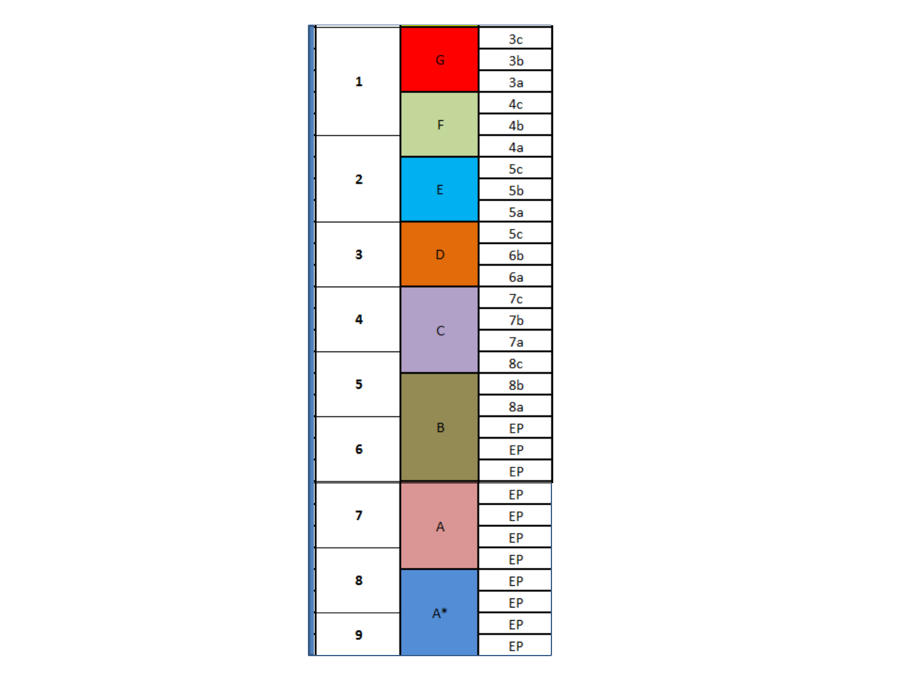| 9–1 Grade | Letter Grade | Level |
|---|---|---|
| 1 | G | 3c |
| | | 3b |
| | | 3a |
| | F | 4c |
| | | 4b |
| 2 | | 4a |
| | E | 5c |
| | | 5b |
| | | 5a |
| 3 | D | 5c |
| | | 6b |
| | | 6a |
| 4 | C | 7c |
| | | 7b |
| | | 7a |
| 5 | | 8c |
| | B | 8b |
| | | 8a |
| 6 | | EP |
| | | EP |
| | | EP |
| 7 | A | EP |
| | | EP |
| | | EP |
| 8 | | EP |
| | A* | EP |
| | | EP |
| 9 | | EP |
| | | EP |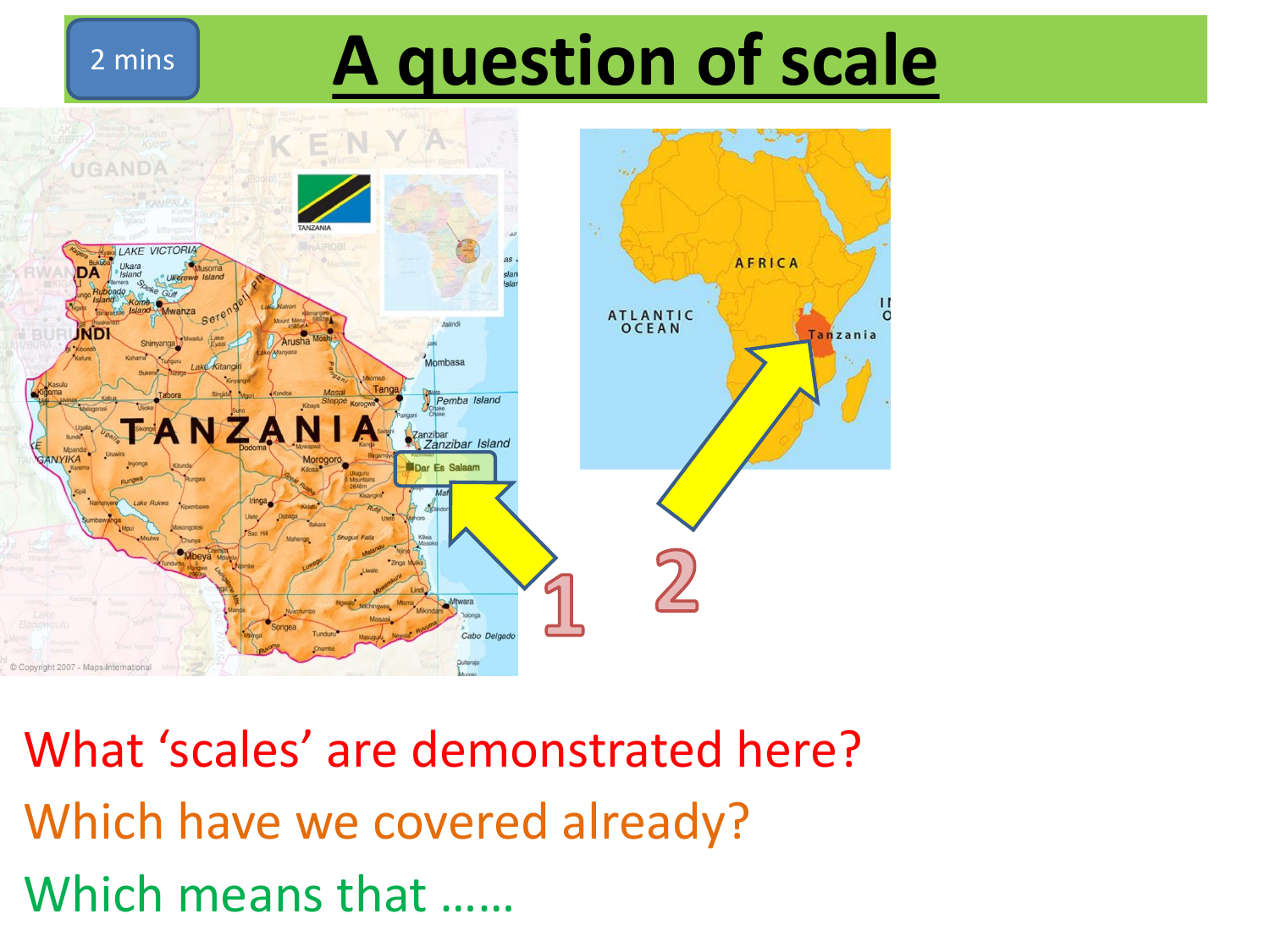2 mins

# A question of scale

1

2

What 'scales' are demonstrated here?

Which have we covered already?

Which means that ……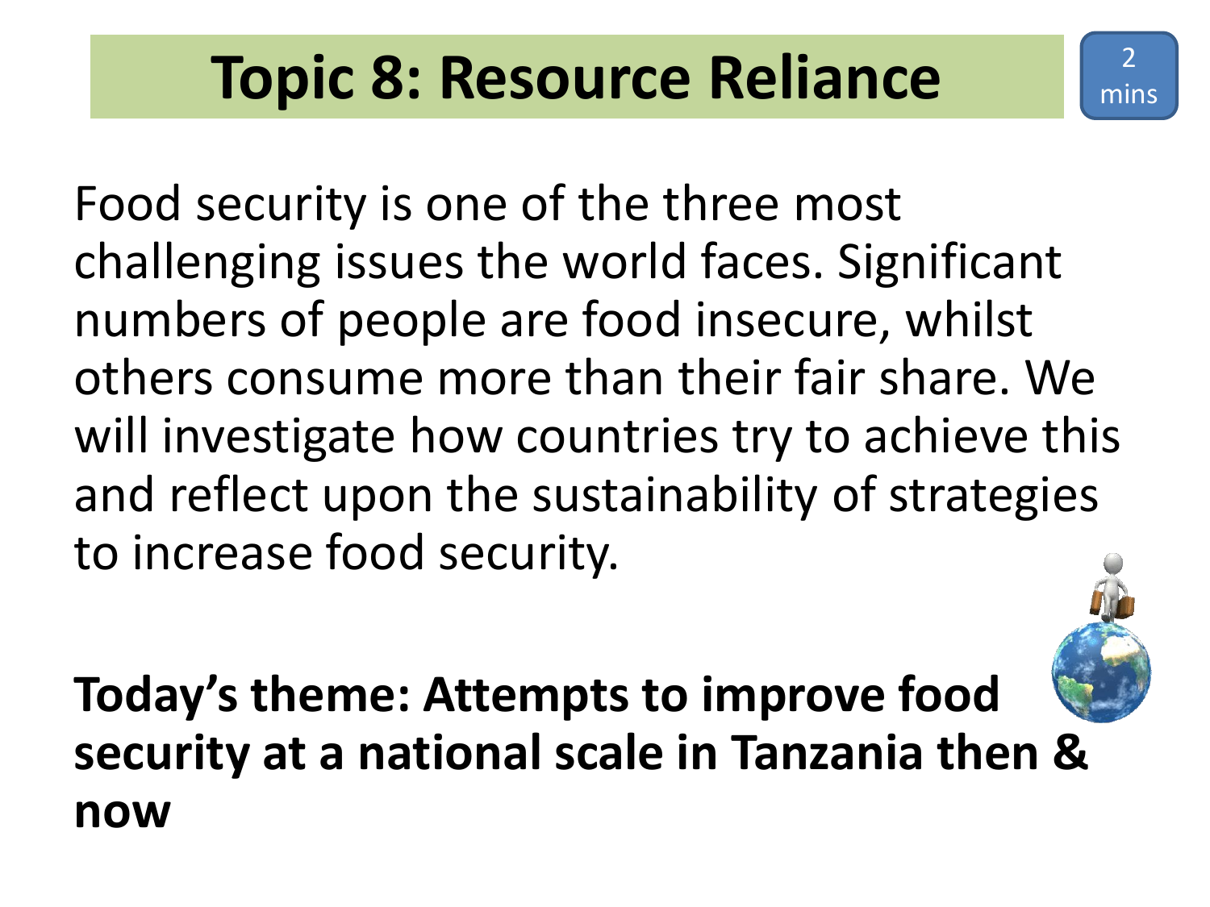# Topic 8: Resource Reliance

2 mins

Food security is one of the three most challenging issues the world faces. Significant numbers of people are food insecure, whilst others consume more than their fair share. We will investigate how countries try to achieve this and reflect upon the sustainability of strategies to increase food security.

**Today's theme: Attempts to improve food security at a national scale in Tanzania then & now**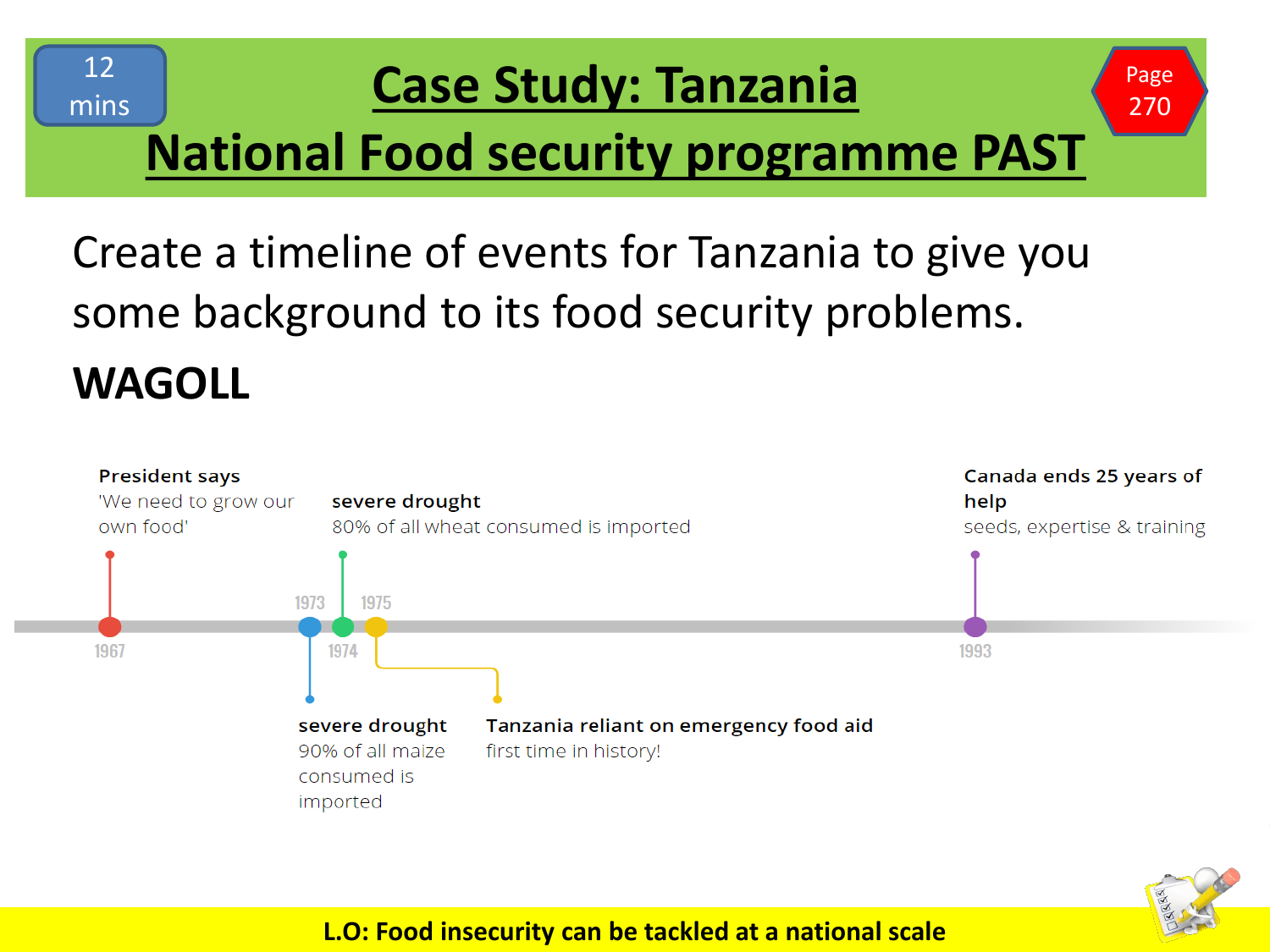12 mins

# Case Study: Tanzania

# National Food security programme PAST

Page 270

Create a timeline of events for Tanzania to give you some background to its food security problems.

**WAGOLL**

- **1967** — **President says** 'We need to grow our own food'
- **1973** — **severe drought** 90% of all maize consumed is imported
- **1974** — **severe drought** 80% of all wheat consumed is imported
- **1975** — **Tanzania reliant on emergency food aid** first time in history!
- **1993** — **Canada ends 25 years of help** seeds, expertise & training

**L.O: Food insecurity can be tackled at a national scale**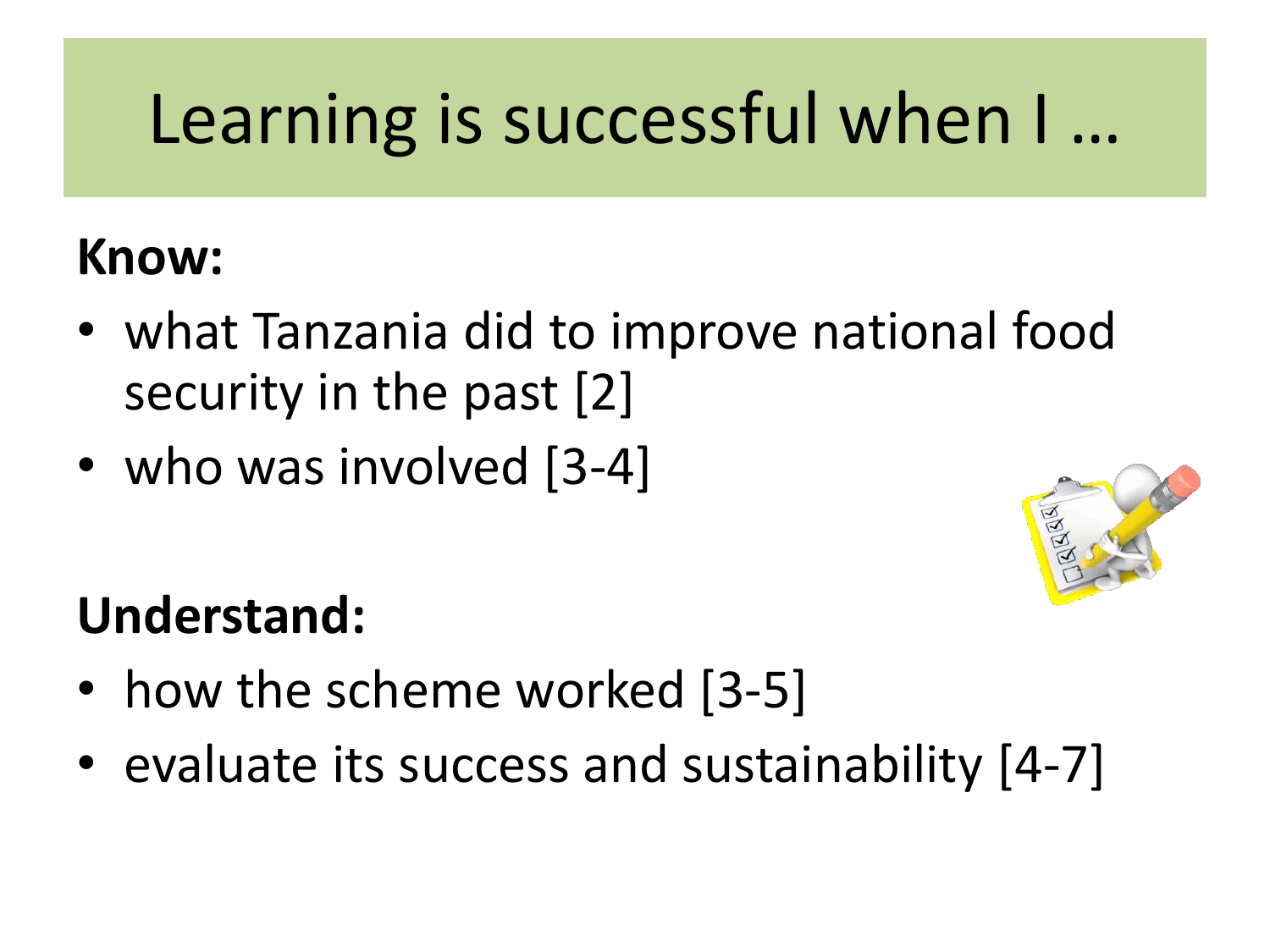# Learning is successful when I …

**Know:**

- what Tanzania did to improve national food security in the past [2]
- who was involved [3-4]

**Understand:**

- how the scheme worked [3-5]
- evaluate its success and sustainability [4-7]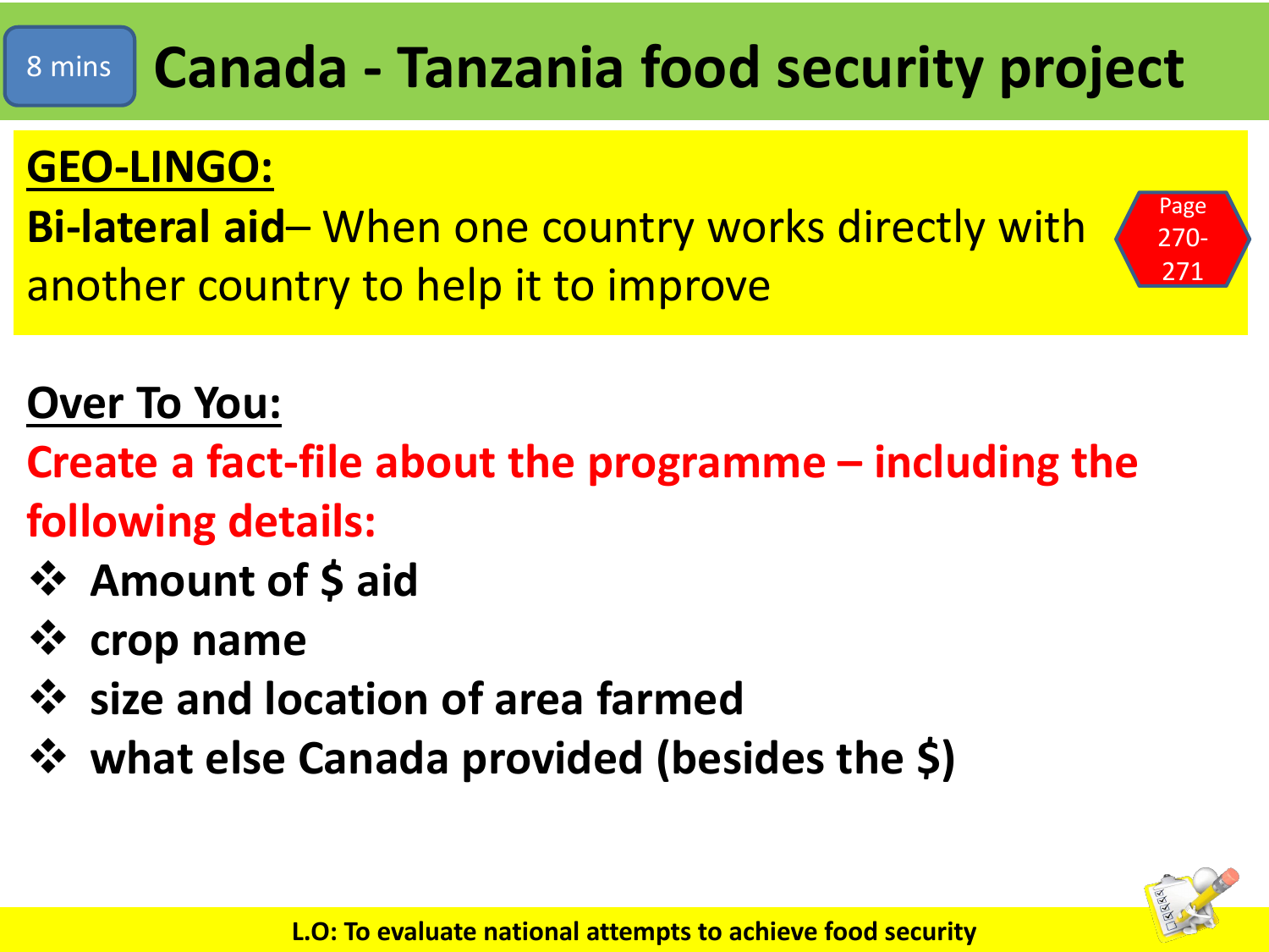8 mins

# Canada - Tanzania food security project

**GEO-LINGO:**

**Bi-lateral aid**– When one country works directly with another country to help it to improve

Page 270-271

**Over To You:**

**Create a fact-file about the programme – including the following details:**

- **Amount of $ aid**
- **crop name**
- **size and location of area farmed**
- **what else Canada provided (besides the $)**

**L.O: To evaluate national attempts to achieve food security**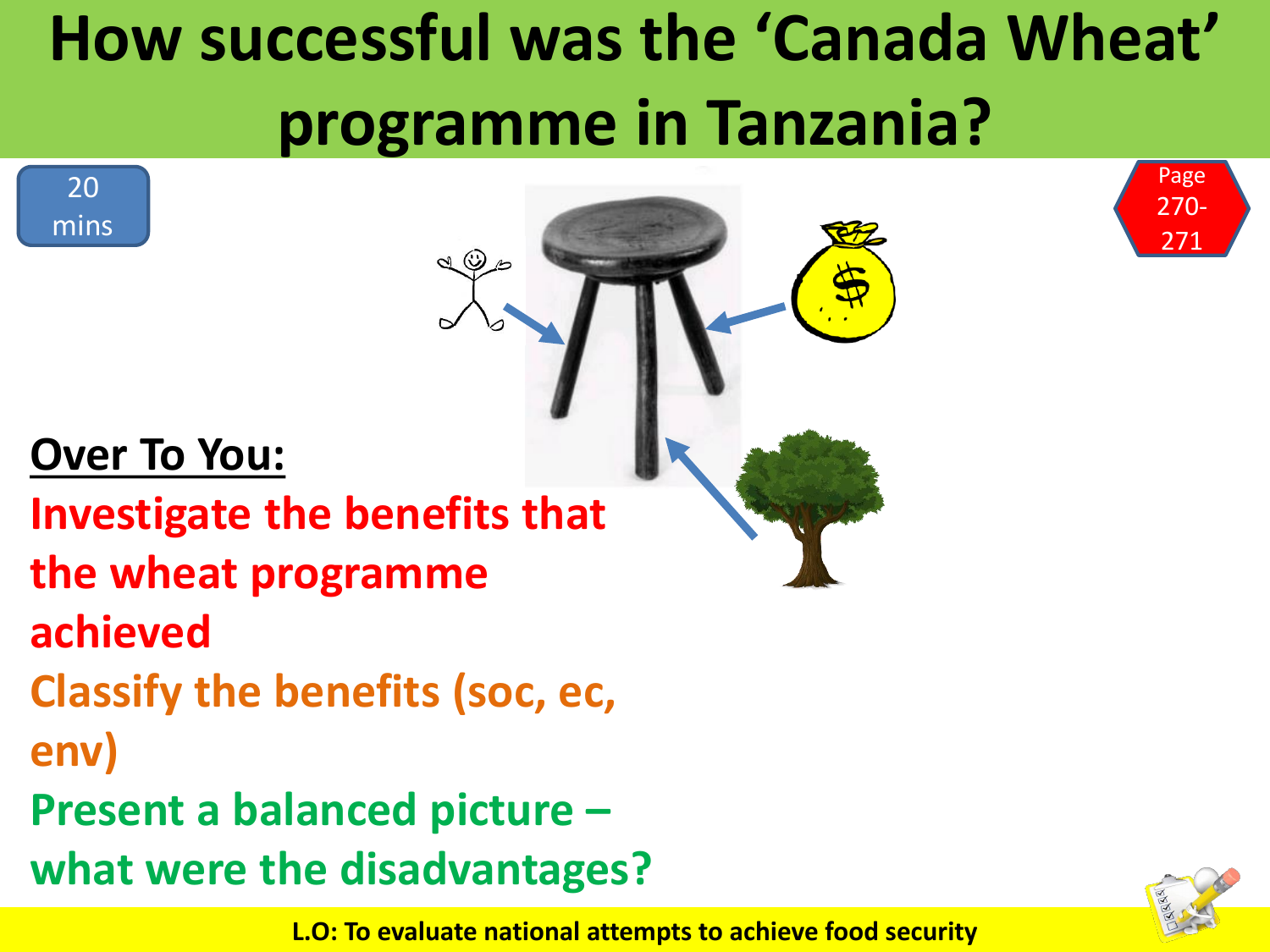# How successful was the 'Canada Wheat' programme in Tanzania?

20 mins

Page 270-271

**Over To You:**

**Investigate the benefits that the wheat programme achieved**

**Classify the benefits (soc, ec, env)**

**Present a balanced picture – what were the disadvantages?**

**L.O: To evaluate national attempts to achieve food security**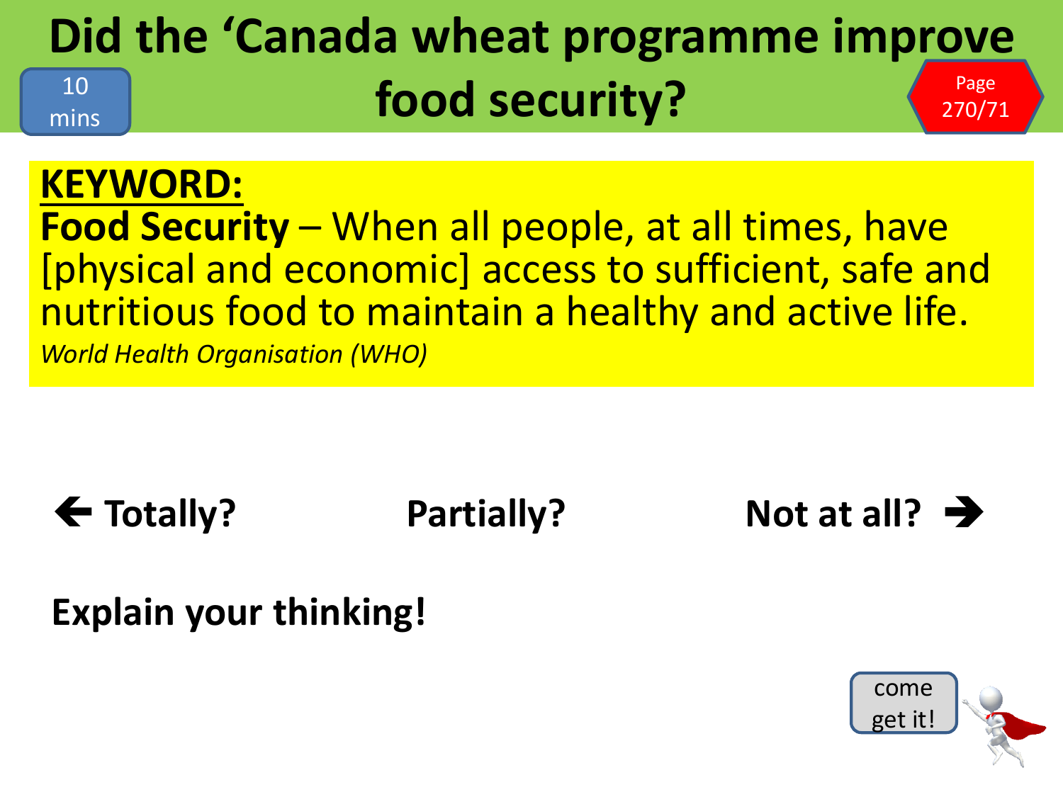# Did the 'Canada wheat programme improve food security?

10 mins

Page 270/71

**KEYWORD:**

**Food Security** – When all people, at all times, have [physical and economic] access to sufficient, safe and nutritious food to maintain a healthy and active life.

*World Health Organisation (WHO)*

**← Totally?** **Partially?** **Not at all? →**

**Explain your thinking!**

come get it!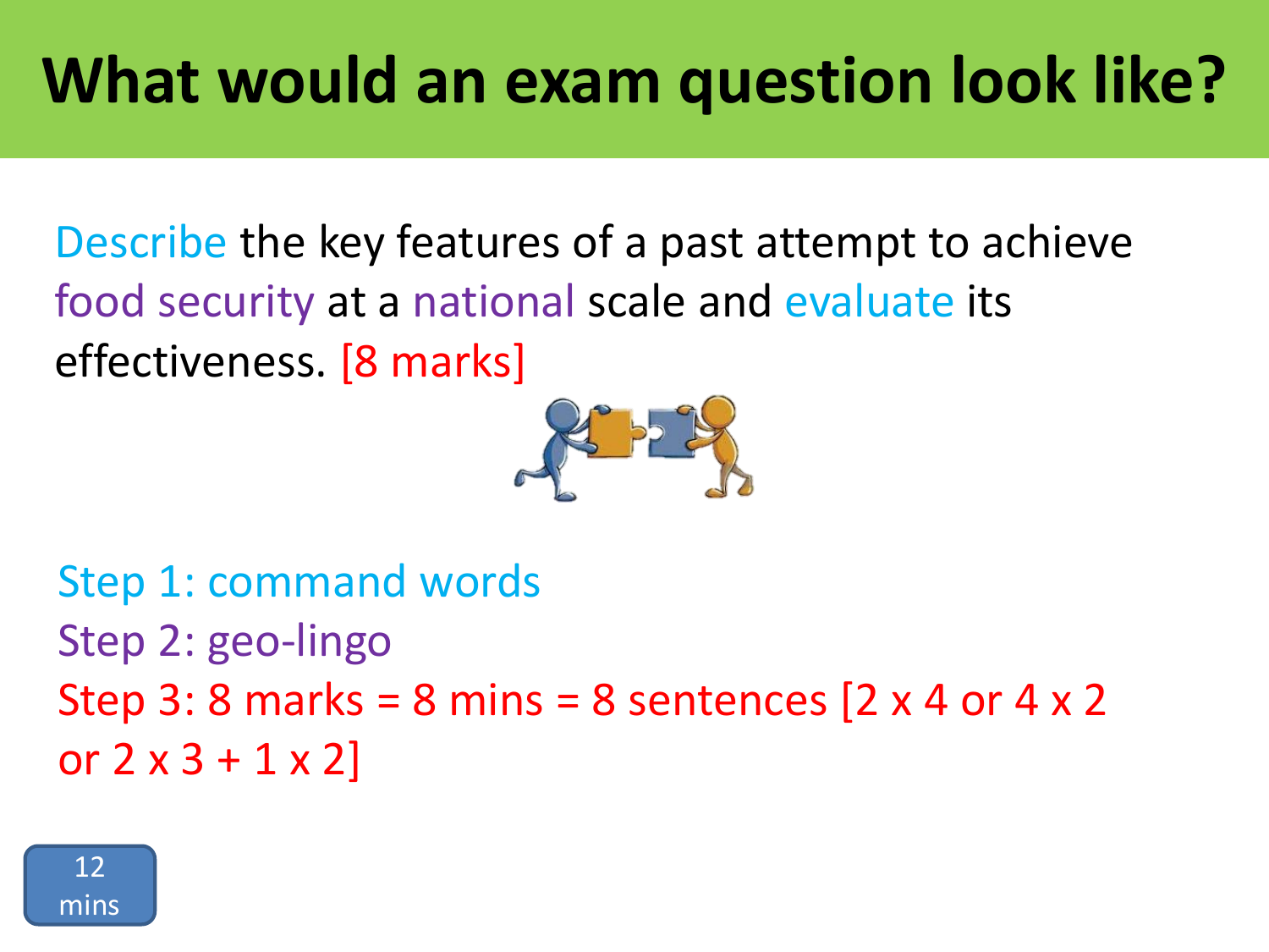# What would an exam question look like?

Describe the key features of a past attempt to achieve food security at a national scale and evaluate its effectiveness. [8 marks]

Step 1: command words

Step 2: geo-lingo

Step 3: 8 marks = 8 mins = 8 sentences [2 x 4 or 4 x 2 or 2 x 3 + 1 x 2]

12 mins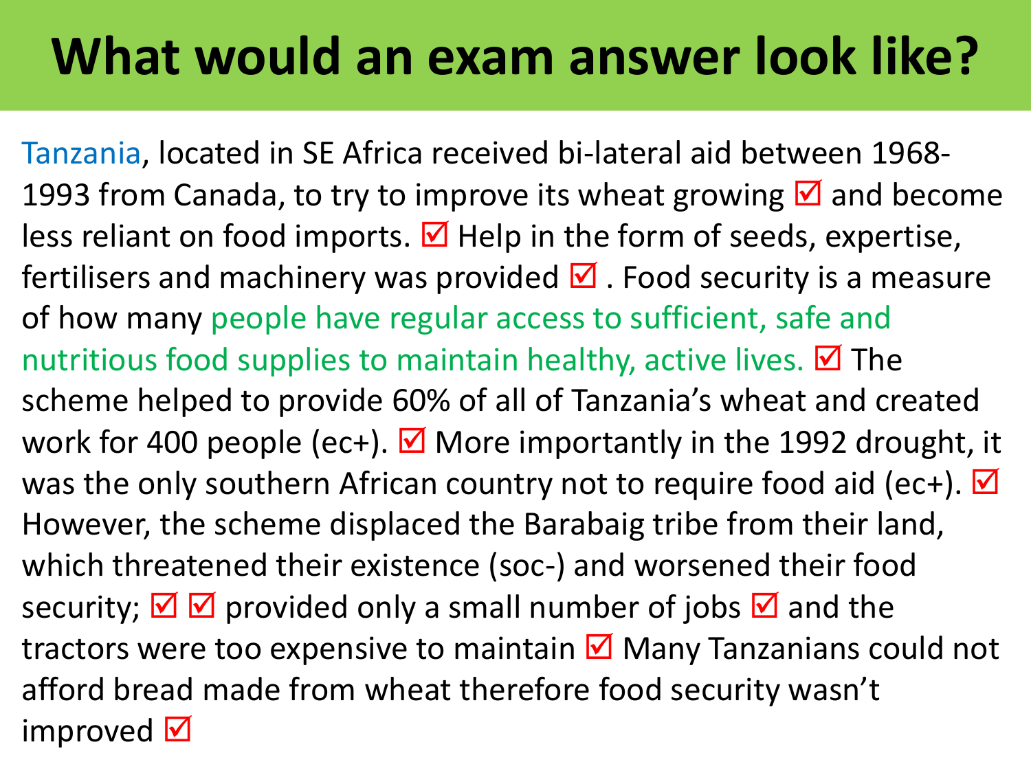# What would an exam answer look like?

Tanzania, located in SE Africa received bi-lateral aid between 1968-1993 from Canada, to try to improve its wheat growing ☑ and become less reliant on food imports. ☑ Help in the form of seeds, expertise, fertilisers and machinery was provided ☑ . Food security is a measure of how many people have regular access to sufficient, safe and nutritious food supplies to maintain healthy, active lives. ☑ The scheme helped to provide 60% of all of Tanzania's wheat and created work for 400 people (ec+). ☑ More importantly in the 1992 drought, it was the only southern African country not to require food aid (ec+). ☑ However, the scheme displaced the Barabaig tribe from their land, which threatened their existence (soc-) and worsened their food security; ☑ ☑ provided only a small number of jobs ☑ and the tractors were too expensive to maintain ☑ Many Tanzanians could not afford bread made from wheat therefore food security wasn't improved ☑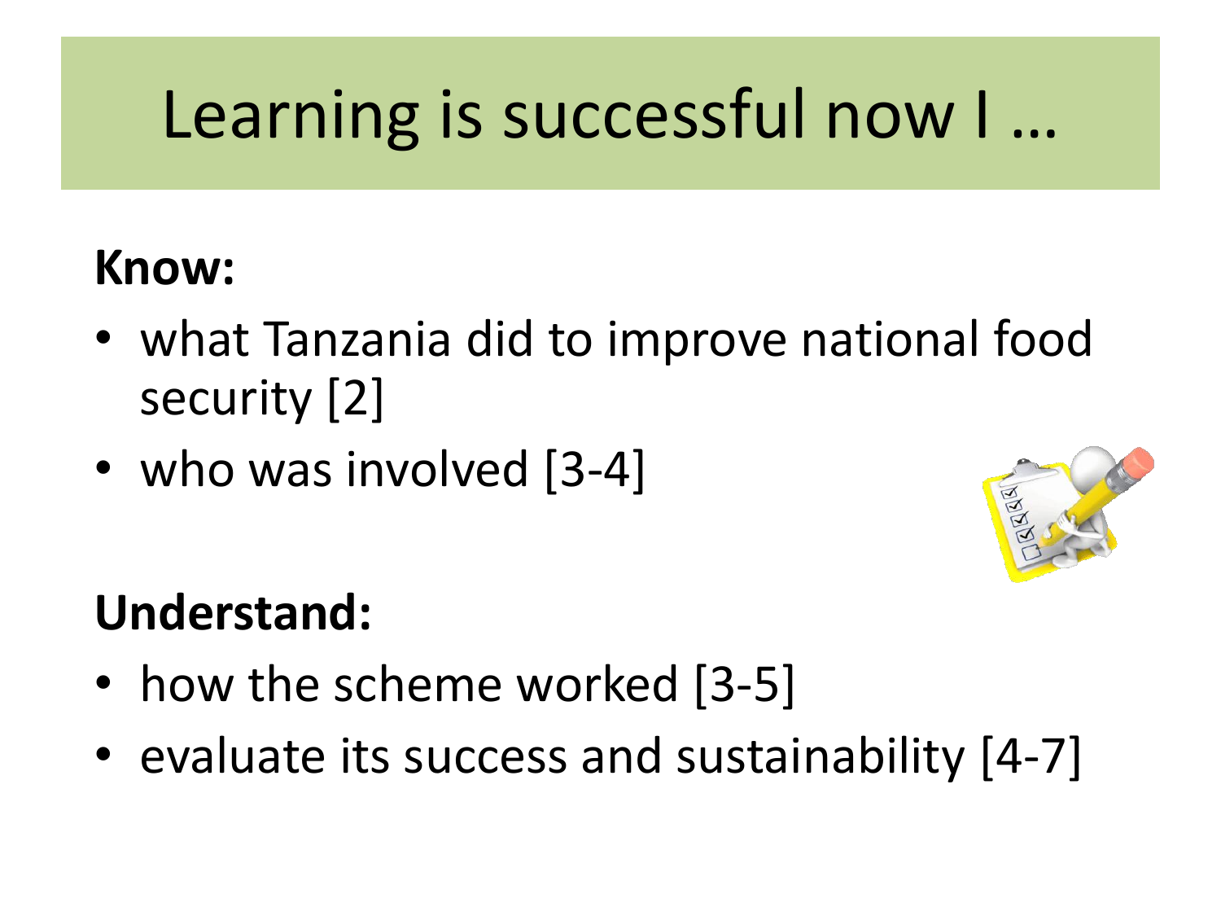# Learning is successful now I …

**Know:**

- what Tanzania did to improve national food security [2]
- who was involved [3-4]

**Understand:**

- how the scheme worked [3-5]
- evaluate its success and sustainability [4-7]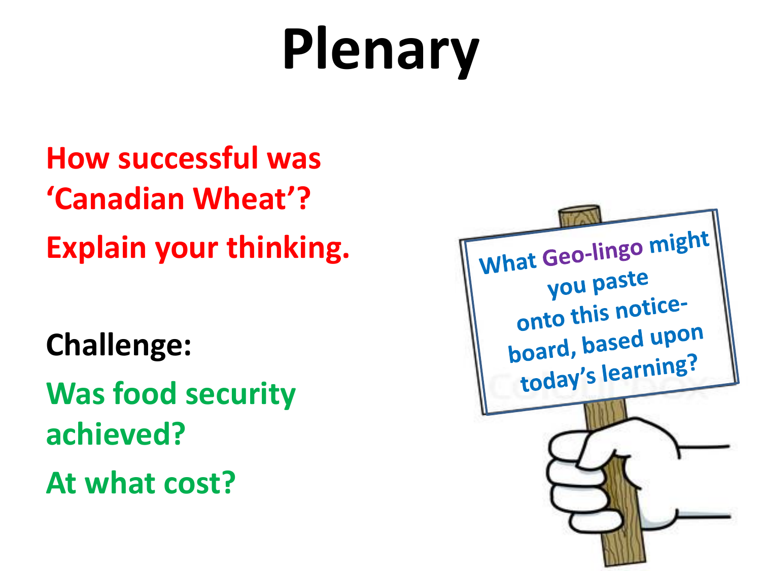# Plenary

**How successful was 'Canadian Wheat'?**

**Explain your thinking.**

**Challenge:**

**Was food security achieved?**

**At what cost?**

What Geo-lingo might you paste onto this notice-board, based upon today's learning?